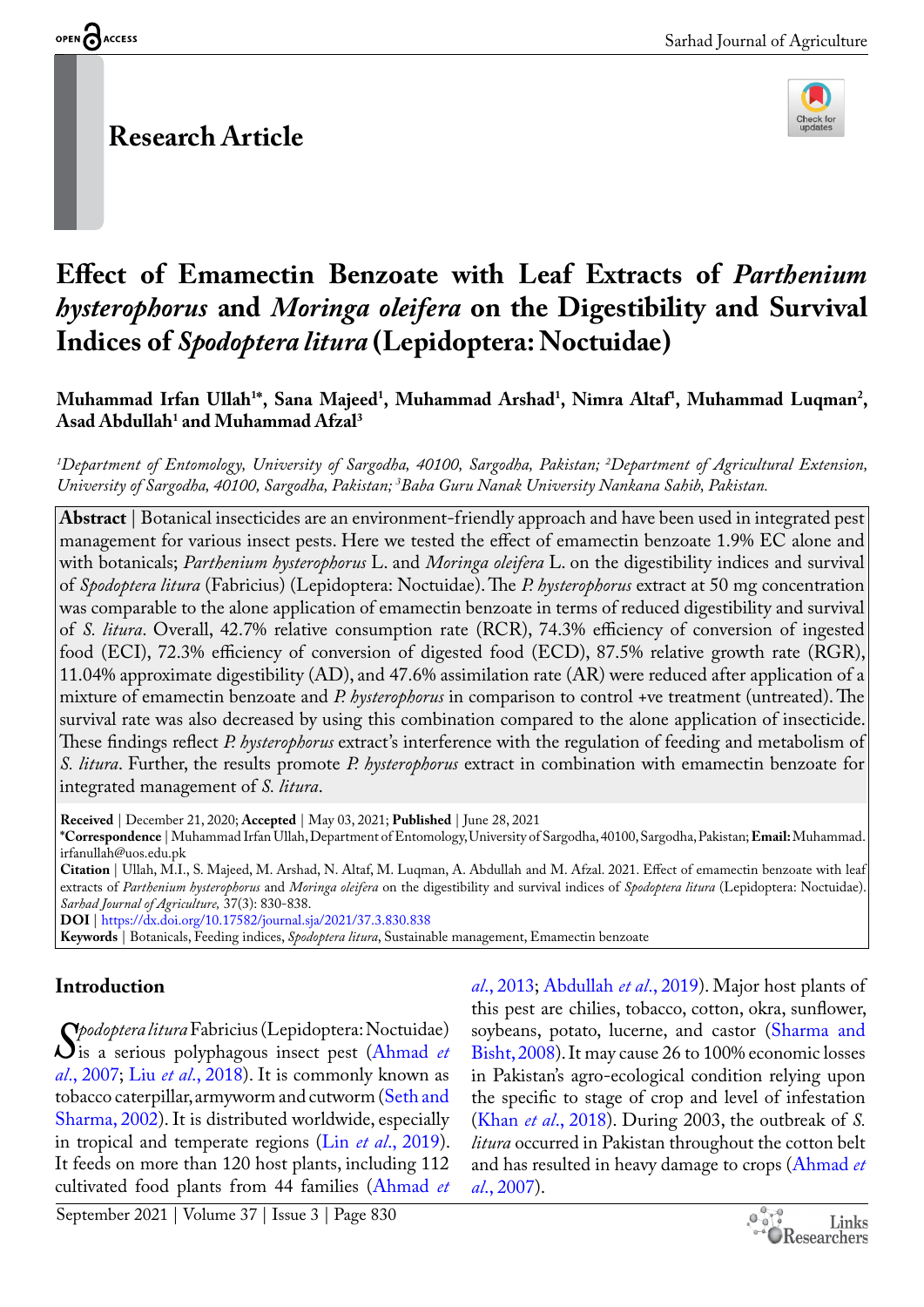Research Article

# Effect of Emamectin Benzoate with Leaf Extracts of *Parthenium hysterophorus* and *Moringa oleifera* on the Digestibility and Survival Indices of *Spodoptera litura* (Lepidoptera: Noctuidae)

**Muhammad Irfan Ullah[1*], Sana Majeed[1], Muhammad Arshad[1], Nimra Altaf[1], Muhammad Luqman[2], Asad Abdullah[1] and Muhammad Afzal[3]**

*[1]Department of Entomology, University of Sargodha, 40100, Sargodha, Pakistan; [2]Department of Agricultural Extension, University of Sargodha, 40100, Sargodha, Pakistan; [3]Baba Guru Nanak University Nankana Sahib, Pakistan.*

**Abstract** | Botanical insecticides are an environment-friendly approach and have been used in integrated pest management for various insect pests. Here we tested the effect of emamectin benzoate 1.9% EC alone and with botanicals; *Parthenium hysterophorus* L. and *Moringa oleifera* L. on the digestibility indices and survival of *Spodoptera litura* (Fabricius) (Lepidoptera: Noctuidae). The *P. hysterophorus* extract at 50 mg concentration was comparable to the alone application of emamectin benzoate in terms of reduced digestibility and survival of *S. litura*. Overall, 42.7% relative consumption rate (RCR), 74.3% efficiency of conversion of ingested food (ECI), 72.3% efficiency of conversion of digested food (ECD), 87.5% relative growth rate (RGR), 11.04% approximate digestibility (AD), and 47.6% assimilation rate (AR) were reduced after application of a mixture of emamectin benzoate and *P. hysterophorus* in comparison to control +ve treatment (untreated). The survival rate was also decreased by using this combination compared to the alone application of insecticide. These findings reflect *P. hysterophorus* extract's interference with the regulation of feeding and metabolism of *S. litura*. Further, the results promote *P. hysterophorus* extract in combination with emamectin benzoate for integrated management of *S. litura*.

**Received** | December 21, 2020; **Accepted** | May 03, 2021; **Published** | June 28, 2021

**\*Correspondence** | Muhammad Irfan Ullah, Department of Entomology, University of Sargodha, 40100, Sargodha, Pakistan; **Email:** Muhammad.irfanullah@uos.edu.pk

**Citation** | Ullah, M.I., S. Majeed, M. Arshad, N. Altaf, M. Luqman, A. Abdullah and M. Afzal. 2021. Effect of emamectin benzoate with leaf extracts of *Parthenium hysterophorus* and *Moringa oleifera* on the digestibility and survival indices of *Spodoptera litura* (Lepidoptera: Noctuidae). *Sarhad Journal of Agriculture,* 37(3): 830-838.

**DOI** | https://dx.doi.org/10.17582/journal.sja/2021/37.3.830.838

**Keywords** | Botanicals, Feeding indices, *Spodoptera litura*, Sustainable management, Emamectin benzoate

## Introduction

*Spodoptera litura* Fabricius (Lepidoptera: Noctuidae) is a serious polyphagous insect pest (Ahmad *et al*., 2007; Liu *et al*., 2018). It is commonly known as tobacco caterpillar, armyworm and cutworm (Seth and Sharma, 2002). It is distributed worldwide, especially in tropical and temperate regions (Lin *et al*., 2019). It feeds on more than 120 host plants, including 112 cultivated food plants from 44 families (Ahmad *et al*., 2013; Abdullah *et al*., 2019). Major host plants of this pest are chilies, tobacco, cotton, okra, sunflower, soybeans, potato, lucerne, and castor (Sharma and Bisht, 2008). It may cause 26 to 100% economic losses in Pakistan's agro-ecological condition relying upon the specific to stage of crop and level of infestation (Khan *et al*., 2018). During 2003, the outbreak of *S. litura* occurred in Pakistan throughout the cotton belt and has resulted in heavy damage to crops (Ahmad *et al*., 2007).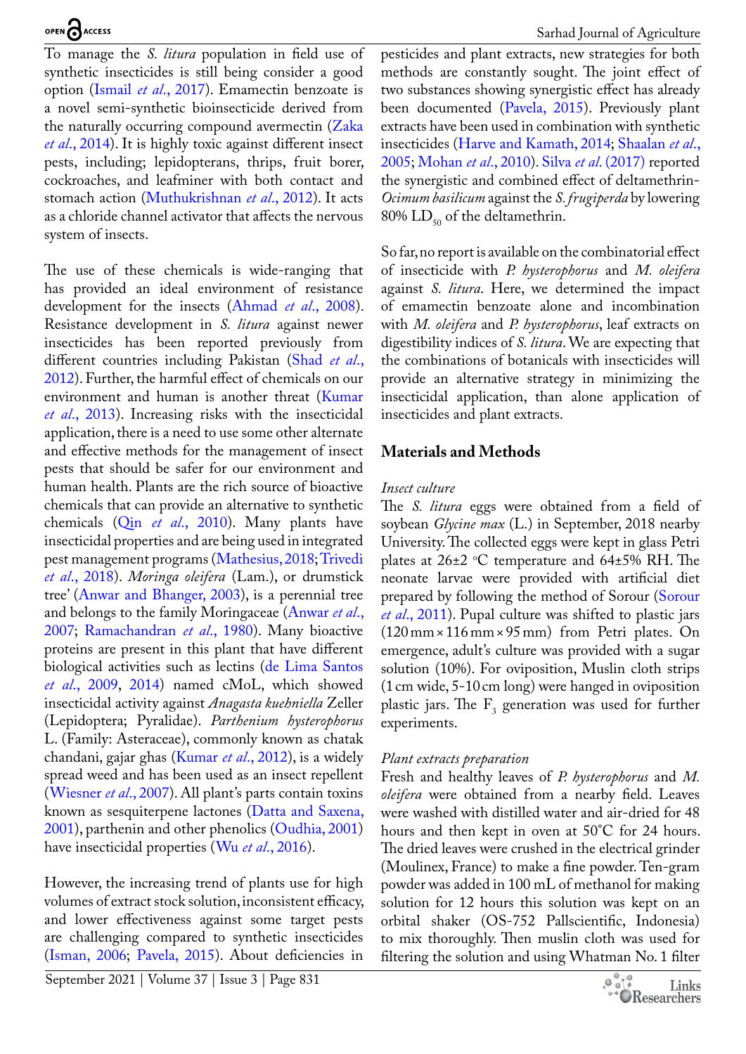To manage the *S. litura* population in field use of synthetic insecticides is still being consider a good option (Ismail *et al*., 2017). Emamectin benzoate is a novel semi-synthetic bioinsecticide derived from the naturally occurring compound avermectin (Zaka *et al*., 2014). It is highly toxic against different insect pests, including; lepidopterans, thrips, fruit borer, cockroaches, and leafminer with both contact and stomach action (Muthukrishnan *et al*., 2012). It acts as a chloride channel activator that affects the nervous system of insects.

The use of these chemicals is wide-ranging that has provided an ideal environment of resistance development for the insects (Ahmad *et al*., 2008). Resistance development in *S. litura* against newer insecticides has been reported previously from different countries including Pakistan (Shad *et al*., 2012). Further, the harmful effect of chemicals on our environment and human is another threat (Kumar *et al*., 2013). Increasing risks with the insecticidal application, there is a need to use some other alternate and effective methods for the management of insect pests that should be safer for our environment and human health. Plants are the rich source of bioactive chemicals that can provide an alternative to synthetic chemicals (Qin *et al*., 2010). Many plants have insecticidal properties and are being used in integrated pest management programs (Mathesius, 2018; Trivedi *et al*., 2018). *Moringa oleifera* (Lam.), or drumstick tree' (Anwar and Bhanger, 2003), is a perennial tree and belongs to the family Moringaceae (Anwar *et al*., 2007; Ramachandran *et al*., 1980). Many bioactive proteins are present in this plant that have different biological activities such as lectins (de Lima Santos *et al*., 2009, 2014) named cMoL, which showed insecticidal activity against *Anagasta kuehniella* Zeller (Lepidoptera; Pyralidae). *Parthenium hysterophorus* L. (Family: Asteraceae), commonly known as chatak chandani, gajar ghas (Kumar *et al*., 2012), is a widely spread weed and has been used as an insect repellent (Wiesner *et al*., 2007). All plant's parts contain toxins known as sesquiterpene lactones (Datta and Saxena, 2001), parthenin and other phenolics (Oudhia, 2001) have insecticidal properties (Wu *et al*., 2016).

However, the increasing trend of plants use for high volumes of extract stock solution, inconsistent efficacy, and lower effectiveness against some target pests are challenging compared to synthetic insecticides (Isman, 2006; Pavela, 2015). About deficiencies in pesticides and plant extracts, new strategies for both methods are constantly sought. The joint effect of two substances showing synergistic effect has already been documented (Pavela, 2015). Previously plant extracts have been used in combination with synthetic insecticides (Harve and Kamath, 2014; Shaalan *et al*., 2005; Mohan *et al*., 2010). Silva *et al*. (2017) reported the synergistic and combined effect of deltamethrin-*Ocimum basilicum* against the *S. frugiperda* by lowering 80% $LD_{50}$ of the deltamethrin.

So far, no report is available on the combinatorial effect of insecticide with *P. hysterophorus* and *M. oleifera* against *S. litura*. Here, we determined the impact of emamectin benzoate alone and incombination with *M. oleifera* and *P. hysterophorus*, leaf extracts on digestibility indices of *S. litura*. We are expecting that the combinations of botanicals with insecticides will provide an alternative strategy in minimizing the insecticidal application, than alone application of insecticides and plant extracts.

## Materials and Methods

*Insect culture*

The *S. litura* eggs were obtained from a field of soybean *Glycine max* (L.) in September, 2018 nearby University. The collected eggs were kept in glass Petri plates at 26±2 °C temperature and 64±5% RH. The neonate larvae were provided with artificial diet prepared by following the method of Sorour (Sorour *et al*., 2011). Pupal culture was shifted to plastic jars (120 mm × 116 mm × 95 mm) from Petri plates. On emergence, adult's culture was provided with a sugar solution (10%). For oviposition, Muslin cloth strips (1 cm wide, 5-10 cm long) were hanged in oviposition plastic jars. The $F_3$ generation was used for further experiments.

*Plant extracts preparation*

Fresh and healthy leaves of *P. hysterophorus* and *M. oleifera* were obtained from a nearby field. Leaves were washed with distilled water and air-dried for 48 hours and then kept in oven at 50°C for 24 hours. The dried leaves were crushed in the electrical grinder (Moulinex, France) to make a fine powder. Ten-gram powder was added in 100 mL of methanol for making solution for 12 hours this solution was kept on an orbital shaker (OS-752 Pallscientific, Indonesia) to mix thoroughly. Then muslin cloth was used for filtering the solution and using Whatman No. 1 filter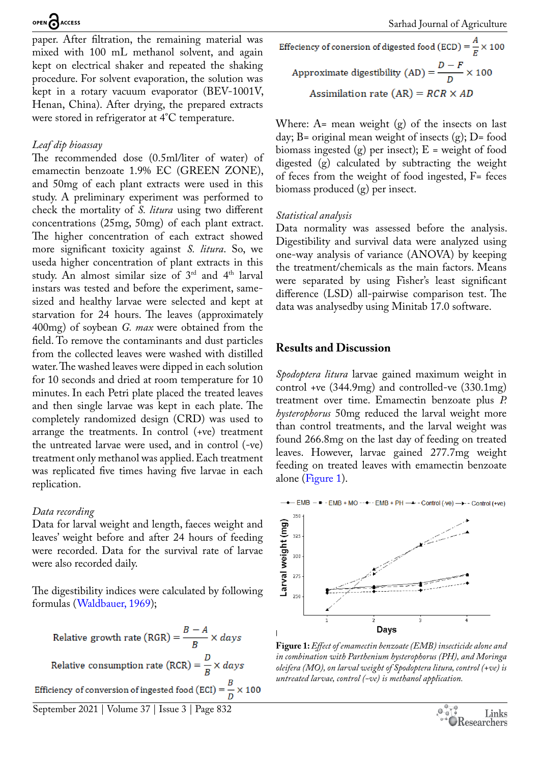paper. After filtration, the remaining material was mixed with 100 mL methanol solvent, and again kept on electrical shaker and repeated the shaking procedure. For solvent evaporation, the solution was kept in a rotary vacuum evaporator (BEV-1001V, Henan, China). After drying, the prepared extracts were stored in refrigerator at 4°C temperature.

*Leaf dip bioassay*

The recommended dose (0.5ml/liter of water) of emamectin benzoate 1.9% EC (GREEN ZONE), and 50mg of each plant extracts were used in this study. A preliminary experiment was performed to check the mortality of *S. litura* using two different concentrations (25mg, 50mg) of each plant extract. The higher concentration of each extract showed more significant toxicity against *S. litura*. So, we useda higher concentration of plant extracts in this study. An almost similar size of 3rd and 4th larval instars was tested and before the experiment, same-sized and healthy larvae were selected and kept at starvation for 24 hours. The leaves (approximately 400mg) of soybean *G. max* were obtained from the field. To remove the contaminants and dust particles from the collected leaves were washed with distilled water. The washed leaves were dipped in each solution for 10 seconds and dried at room temperature for 10 minutes. In each Petri plate placed the treated leaves and then single larvae was kept in each plate. The completely randomized design (CRD) was used to arrange the treatments. In control (+ve) treatment the untreated larvae were used, and in control (-ve) treatment only methanol was applied. Each treatment was replicated five times having five larvae in each replication.

*Data recording*

Data for larval weight and length, faeces weight and leaves' weight before and after 24 hours of feeding were recorded. Data for the survival rate of larvae were also recorded daily.

The digestibility indices were calculated by following formulas (Waldbauer, 1969);

$$\text{Relative growth rate (RGR)} = \frac{B-A}{B} \times days$$

$$\text{Relative consumption rate (RCR)} = \frac{D}{B} \times days$$

$$\text{Efficiency of conversion of ingested food (ECI)} = \frac{B}{D} \times 100$$

$$\text{Effeciency of conersion of digested food (ECD)} = \frac{A}{E} \times 100$$

$$\text{Approximate digestibility (AD)} = \frac{D-F}{D} \times 100$$

$$\text{Assimilation rate (AR)} = RCR \times AD$$

Where: A= mean weight (g) of the insects on last day; B= original mean weight of insects (g); D= food biomass ingested (g) per insect); E = weight of food digested (g) calculated by subtracting the weight of feces from the weight of food ingested, F= feces biomass produced (g) per insect.

*Statistical analysis*

Data normality was assessed before the analysis. Digestibility and survival data were analyzed using one-way analysis of variance (ANOVA) by keeping the treatment/chemicals as the main factors. Means were separated by using Fisher's least significant difference (LSD) all-pairwise comparison test. The data was analysedby using Minitab 17.0 software.

## Results and Discussion

*Spodoptera litura* larvae gained maximum weight in control +ve (344.9mg) and controlled-ve (330.1mg) treatment over time. Emamectin benzoate plus *P. hysterophorus* 50mg reduced the larval weight more than control treatments, and the larval weight was found 266.8mg on the last day of feeding on treated leaves. However, larvae gained 277.7mg weight feeding on treated leaves with emamectin benzoate alone (Figure 1).

**Figure 1:** *Effect of emamectin benzoate (EMB) insecticide alone and in combination with Parthenium hysterophorus (PH), and Moringa oleifera (MO), on larval weight of Spodoptera litura, control (+ve) is untreated larvae, control (-ve) is methanol application.*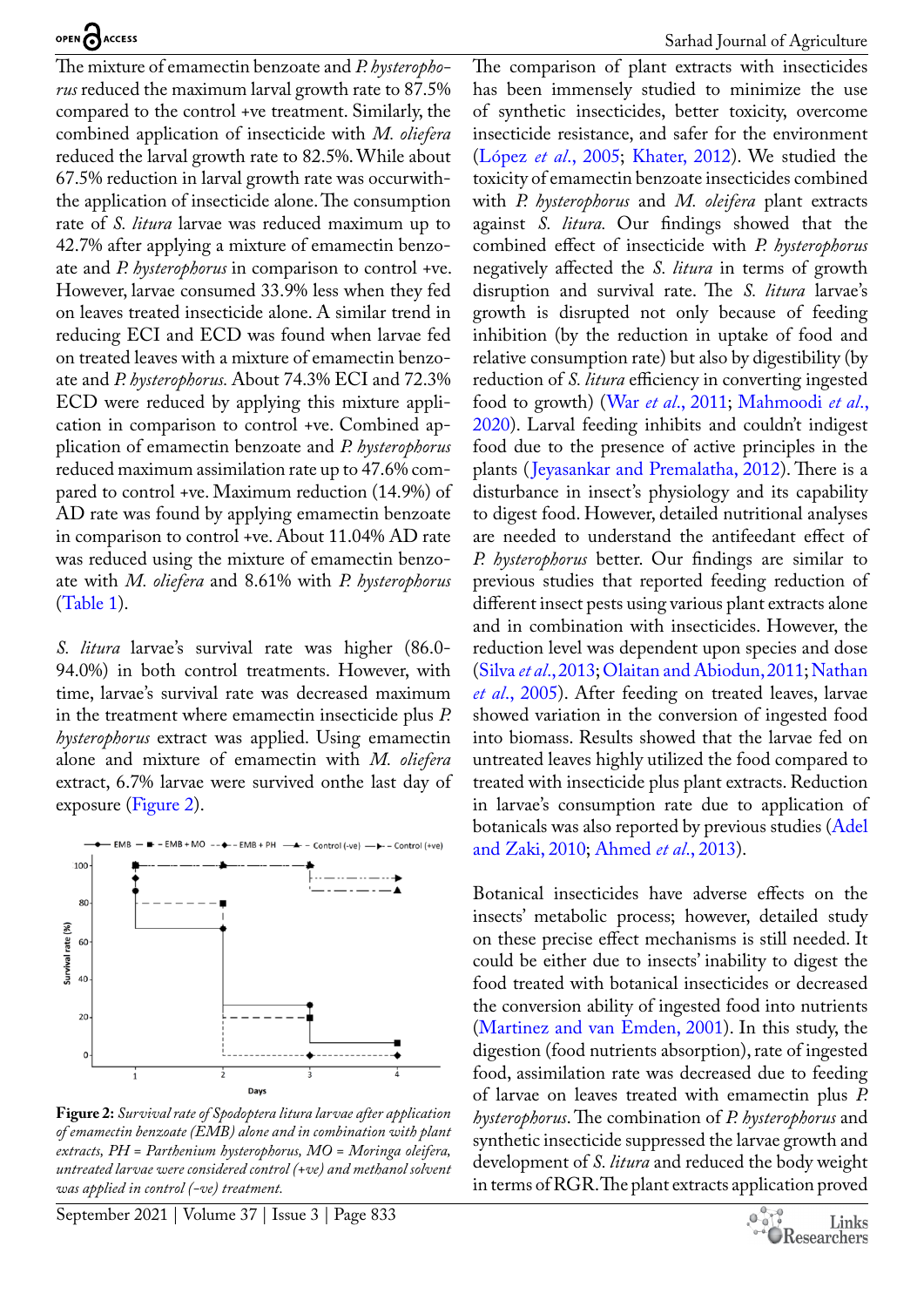The mixture of emamectin benzoate and *P. hysterophorus* reduced the maximum larval growth rate to 87.5% compared to the control +ve treatment. Similarly, the combined application of insecticide with *M. oliefera* reduced the larval growth rate to 82.5%. While about 67.5% reduction in larval growth rate was occurwith-the application of insecticide alone. The consumption rate of *S. litura* larvae was reduced maximum up to 42.7% after applying a mixture of emamectin benzoate and *P. hysterophorus* in comparison to control +ve. However, larvae consumed 33.9% less when they fed on leaves treated insecticide alone. A similar trend in reducing ECI and ECD was found when larvae fed on treated leaves with a mixture of emamectin benzoate and *P. hysterophorus*. About 74.3% ECI and 72.3% ECD were reduced by applying this mixture application in comparison to control +ve. Combined application of emamectin benzoate and *P. hysterophorus* reduced maximum assimilation rate up to 47.6% compared to control +ve. Maximum reduction (14.9%) of AD rate was found by applying emamectin benzoate in comparison to control +ve. About 11.04% AD rate was reduced using the mixture of emamectin benzoate with *M. oliefera* and 8.61% with *P. hysterophorus* (Table 1).

*S. litura* larvae's survival rate was higher (86.0-94.0%) in both control treatments. However, with time, larvae's survival rate was decreased maximum in the treatment where emamectin insecticide plus *P. hysterophorus* extract was applied. Using emamectin alone and mixture of emamectin with *M. oliefera* extract, 6.7% larvae were survived onthe last day of exposure (Figure 2).

**Figure 2:** *Survival rate of Spodoptera litura larvae after application of emamectin benzoate (EMB) alone and in combination with plant extracts, PH = Parthenium hysterophorus, MO = Moringa oleifera, untreated larvae were considered control (+ve) and methanol solvent was applied in control (-ve) treatment.*

The comparison of plant extracts with insecticides has been immensely studied to minimize the use of synthetic insecticides, better toxicity, overcome insecticide resistance, and safer for the environment (López *et al*., 2005; Khater, 2012). We studied the toxicity of emamectin benzoate insecticides combined with *P. hysterophorus* and *M. oleifera* plant extracts against *S. litura.* Our findings showed that the combined effect of insecticide with *P. hysterophorus* negatively affected the *S. litura* in terms of growth disruption and survival rate. The *S. litura* larvae's growth is disrupted not only because of feeding inhibition (by the reduction in uptake of food and relative consumption rate) but also by digestibility (by reduction of *S. litura* efficiency in converting ingested food to growth) (War *et al*., 2011; Mahmoodi *et al*., 2020). Larval feeding inhibits and couldn't indigest food due to the presence of active principles in the plants (Jeyasankar and Premalatha, 2012). There is a disturbance in insect's physiology and its capability to digest food. However, detailed nutritional analyses are needed to understand the antifeedant effect of *P. hysterophorus* better. Our findings are similar to previous studies that reported feeding reduction of different insect pests using various plant extracts alone and in combination with insecticides. However, the reduction level was dependent upon species and dose (Silva *et al*., 2013; Olaitan and Abiodun, 2011; Nathan *et al*., 2005). After feeding on treated leaves, larvae showed variation in the conversion of ingested food into biomass. Results showed that the larvae fed on untreated leaves highly utilized the food compared to treated with insecticide plus plant extracts. Reduction in larvae's consumption rate due to application of botanicals was also reported by previous studies (Adel and Zaki, 2010; Ahmed *et al*., 2013).

Botanical insecticides have adverse effects on the insects' metabolic process; however, detailed study on these precise effect mechanisms is still needed. It could be either due to insects' inability to digest the food treated with botanical insecticides or decreased the conversion ability of ingested food into nutrients (Martinez and van Emden, 2001). In this study, the digestion (food nutrients absorption), rate of ingested food, assimilation rate was decreased due to feeding of larvae on leaves treated with emamectin plus *P. hysterophorus*. The combination of *P. hysterophorus* and synthetic insecticide suppressed the larvae growth and development of *S. litura* and reduced the body weight in terms of RGR. The plant extracts application proved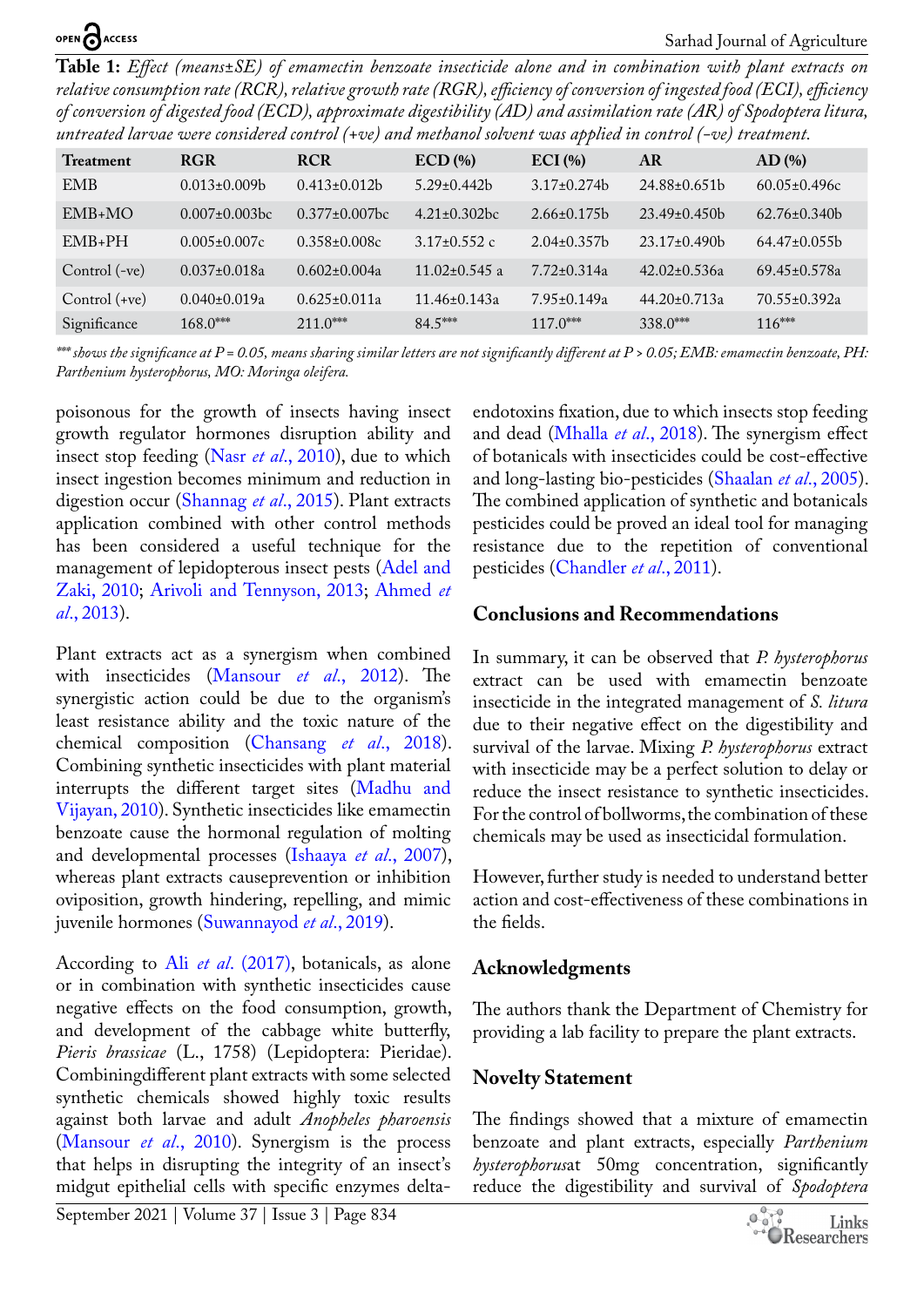**Table 1:** *Effect (means±SE) of emamectin benzoate insecticide alone and in combination with plant extracts on relative consumption rate (RCR), relative growth rate (RGR), efficiency of conversion of ingested food (ECI), efficiency of conversion of digested food (ECD), approximate digestibility (AD) and assimilation rate (AR) of Spodoptera litura, untreated larvae were considered control (+ve) and methanol solvent was applied in control (-ve) treatment.*

| Treatment | RGR | RCR | ECD (%) | ECI (%) | AR | AD (%) |
|---|---|---|---|---|---|---|
| EMB | 0.013±0.009b | 0.413±0.012b | 5.29±0.442b | 3.17±0.274b | 24.88±0.651b | 60.05±0.496c |
| EMB+MO | 0.007±0.003bc | 0.377±0.007bc | 4.21±0.302bc | 2.66±0.175b | 23.49±0.450b | 62.76±0.340b |
| EMB+PH | 0.005±0.007c | 0.358±0.008c | 3.17±0.552 c | 2.04±0.357b | 23.17±0.490b | 64.47±0.055b |
| Control (-ve) | 0.037±0.018a | 0.602±0.004a | 11.02±0.545 a | 7.72±0.314a | 42.02±0.536a | 69.45±0.578a |
| Control (+ve) | 0.040±0.019a | 0.625±0.011a | 11.46±0.143a | 7.95±0.149a | 44.20±0.713a | 70.55±0.392a |
| Significance | 168.0*** | 211.0*** | 84.5*** | 117.0*** | 338.0*** | 116*** |

*\*\*\* shows the significance at P = 0.05, means sharing similar letters are not significantly different at P > 0.05; EMB: emamectin benzoate, PH: Parthenium hysterophorus, MO: Moringa oleifera.*

poisonous for the growth of insects having insect growth regulator hormones disruption ability and insect stop feeding (Nasr *et al*., 2010), due to which insect ingestion becomes minimum and reduction in digestion occur (Shannag *et al*., 2015). Plant extracts application combined with other control methods has been considered a useful technique for the management of lepidopterous insect pests (Adel and Zaki, 2010; Arivoli and Tennyson, 2013; Ahmed *et al*., 2013).

Plant extracts act as a synergism when combined with insecticides (Mansour *et al*., 2012). The synergistic action could be due to the organism's least resistance ability and the toxic nature of the chemical composition (Chansang *et al*., 2018). Combining synthetic insecticides with plant material interrupts the different target sites (Madhu and Vijayan, 2010). Synthetic insecticides like emamectin benzoate cause the hormonal regulation of molting and developmental processes (Ishaaya *et al*., 2007), whereas plant extracts causeprevention or inhibition oviposition, growth hindering, repelling, and mimic juvenile hormones (Suwannayod *et al*., 2019).

According to Ali *et al*. (2017), botanicals, as alone or in combination with synthetic insecticides cause negative effects on the food consumption, growth, and development of the cabbage white butterfly, *Pieris brassicae* (L., 1758) (Lepidoptera: Pieridae). Combiningdifferent plant extracts with some selected synthetic chemicals showed highly toxic results against both larvae and adult *Anopheles pharoensis* (Mansour *et al*., 2010). Synergism is the process that helps in disrupting the integrity of an insect's midgut epithelial cells with specific enzymes delta-endotoxins fixation, due to which insects stop feeding and dead (Mhalla *et al*., 2018). The synergism effect of botanicals with insecticides could be cost-effective and long-lasting bio-pesticides (Shaalan *et al*., 2005). The combined application of synthetic and botanicals pesticides could be proved an ideal tool for managing resistance due to the repetition of conventional pesticides (Chandler *et al*., 2011).

## Conclusions and Recommendations

In summary, it can be observed that *P. hysterophorus* extract can be used with emamectin benzoate insecticide in the integrated management of *S. litura* due to their negative effect on the digestibility and survival of the larvae. Mixing *P. hysterophorus* extract with insecticide may be a perfect solution to delay or reduce the insect resistance to synthetic insecticides. For the control of bollworms, the combination of these chemicals may be used as insecticidal formulation.

However, further study is needed to understand better action and cost-effectiveness of these combinations in the fields.

## Acknowledgments

The authors thank the Department of Chemistry for providing a lab facility to prepare the plant extracts.

## Novelty Statement

The findings showed that a mixture of emamectin benzoate and plant extracts, especially *Parthenium hysterophorus*at 50mg concentration, significantly reduce the digestibility and survival of *Spodoptera*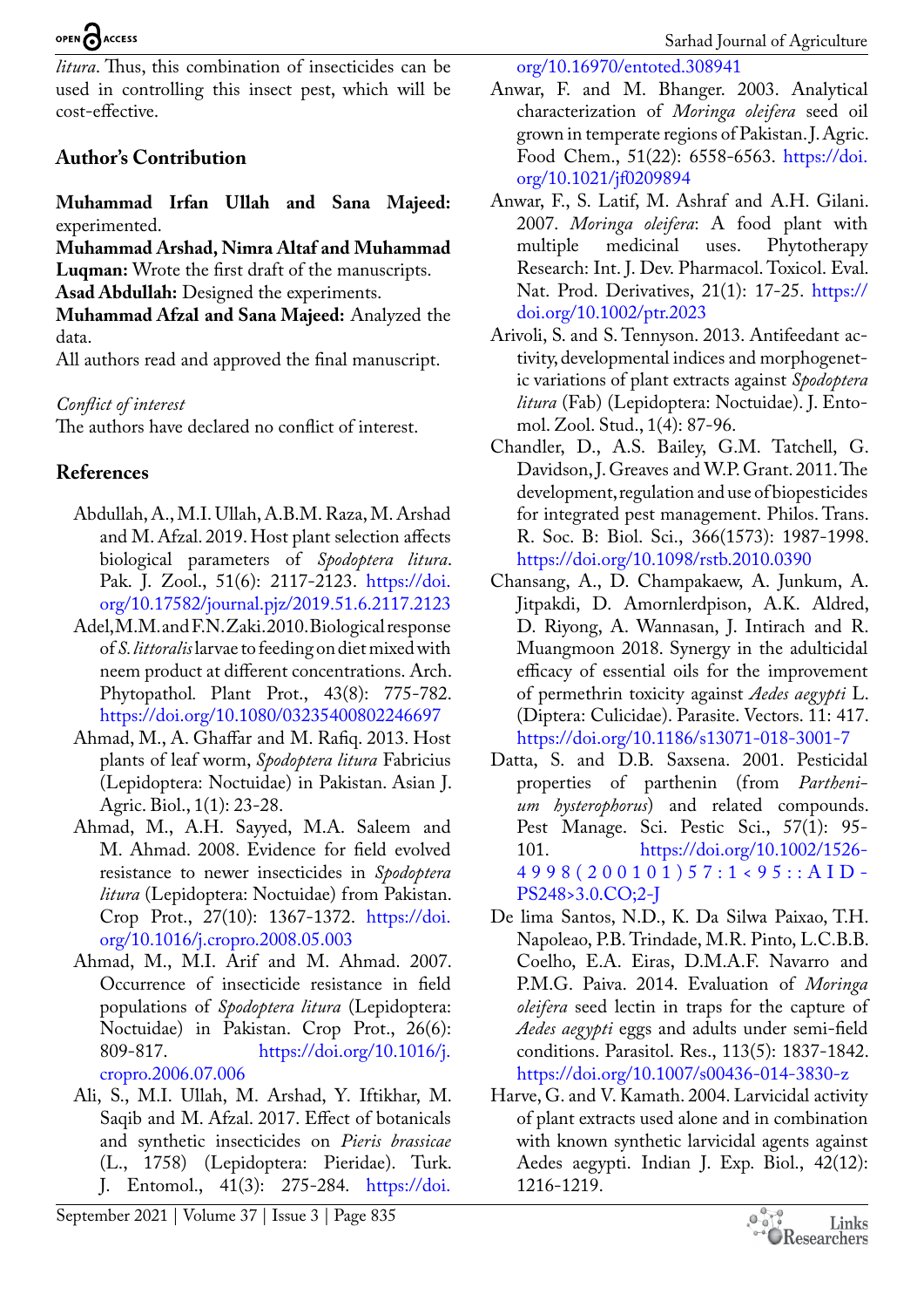*litura*. Thus, this combination of insecticides can be used in controlling this insect pest, which will be cost-effective.

## Author's Contribution

**Muhammad Irfan Ullah and Sana Majeed:** experimented.
**Muhammad Arshad, Nimra Altaf and Muhammad Luqman:** Wrote the first draft of the manuscripts.
**Asad Abdullah:** Designed the experiments.
**Muhammad Afzal and Sana Majeed:** Analyzed the data.
All authors read and approved the final manuscript.

*Conflict of interest*
The authors have declared no conflict of interest.

## References

Abdullah, A., M.I. Ullah, A.B.M. Raza, M. Arshad and M. Afzal. 2019. Host plant selection affects biological parameters of *Spodoptera litura*. Pak. J. Zool., 51(6): 2117-2123. https://doi.org/10.17582/journal.pjz/2019.51.6.2117.2123

Adel, M.M. and F.N. Zaki. 2010. Biological response of *S. littoralis* larvae to feeding on diet mixed with neem product at different concentrations. Arch. Phytopathol. Plant Prot., 43(8): 775-782. https://doi.org/10.1080/03235400802246697

Ahmad, M., A. Ghaffar and M. Rafiq. 2013. Host plants of leaf worm, *Spodoptera litura* Fabricius (Lepidoptera: Noctuidae) in Pakistan. Asian J. Agric. Biol., 1(1): 23-28.

Ahmad, M., A.H. Sayyed, M.A. Saleem and M. Ahmad. 2008. Evidence for field evolved resistance to newer insecticides in *Spodoptera litura* (Lepidoptera: Noctuidae) from Pakistan. Crop Prot., 27(10): 1367-1372. https://doi.org/10.1016/j.cropro.2008.05.003

Ahmad, M., M.I. Arif and M. Ahmad. 2007. Occurrence of insecticide resistance in field populations of *Spodoptera litura* (Lepidoptera: Noctuidae) in Pakistan. Crop Prot., 26(6): 809-817. https://doi.org/10.1016/j.cropro.2006.07.006

Ali, S., M.I. Ullah, M. Arshad, Y. Iftikhar, M. Saqib and M. Afzal. 2017. Effect of botanicals and synthetic insecticides on *Pieris brassicae* (L., 1758) (Lepidoptera: Pieridae). Turk. J. Entomol., 41(3): 275-284. https://doi.org/10.16970/entoted.308941

Anwar, F. and M. Bhanger. 2003. Analytical characterization of *Moringa oleifera* seed oil grown in temperate regions of Pakistan. J. Agric. Food Chem., 51(22): 6558-6563. https://doi.org/10.1021/jf0209894

Anwar, F., S. Latif, M. Ashraf and A.H. Gilani. 2007. *Moringa oleifera*: A food plant with multiple medicinal uses. Phytotherapy Research: Int. J. Dev. Pharmacol. Toxicol. Eval. Nat. Prod. Derivatives, 21(1): 17-25. https://doi.org/10.1002/ptr.2023

Arivoli, S. and S. Tennyson. 2013. Antifeedant activity, developmental indices and morphogenetic variations of plant extracts against *Spodoptera litura* (Fab) (Lepidoptera: Noctuidae). J. Entomol. Zool. Stud., 1(4): 87-96.

Chandler, D., A.S. Bailey, G.M. Tatchell, G. Davidson, J. Greaves and W.P. Grant. 2011. The development, regulation and use of biopesticides for integrated pest management. Philos. Trans. R. Soc. B: Biol. Sci., 366(1573): 1987-1998. https://doi.org/10.1098/rstb.2010.0390

Chansang, A., D. Champakaew, A. Junkum, A. Jitpakdi, D. Amornlerdpison, A.K. Aldred, D. Riyong, A. Wannasan, J. Intirach and R. Muangmoon 2018. Synergy in the adulticidal efficacy of essential oils for the improvement of permethrin toxicity against *Aedes aegypti* L. (Diptera: Culicidae). Parasite. Vectors. 11: 417. https://doi.org/10.1186/s13071-018-3001-7

Datta, S. and D.B. Saxsena. 2001. Pesticidal properties of parthenin (from *Parthenium hysterophorus*) and related compounds. Pest Manage. Sci. Pestic Sci., 57(1): 95-101. https://doi.org/10.1002/1526-4998(200101)57:1<95::AID-PS248>3.0.CO;2-J

De lima Santos, N.D., K. Da Silva Paixao, T.H. Napoleao, P.B. Trindade, M.R. Pinto, L.C.B.B. Coelho, E.A. Eiras, D.M.A.F. Navarro and P.M.G. Paiva. 2014. Evaluation of *Moringa oleifera* seed lectin in traps for the capture of *Aedes aegypti* eggs and adults under semi-field conditions. Parasitol. Res., 113(5): 1837-1842. https://doi.org/10.1007/s00436-014-3830-z

Harve, G. and V. Kamath. 2004. Larvicidal activity of plant extracts used alone and in combination with known synthetic larvicidal agents against Aedes aegypti. Indian J. Exp. Biol., 42(12): 1216-1219.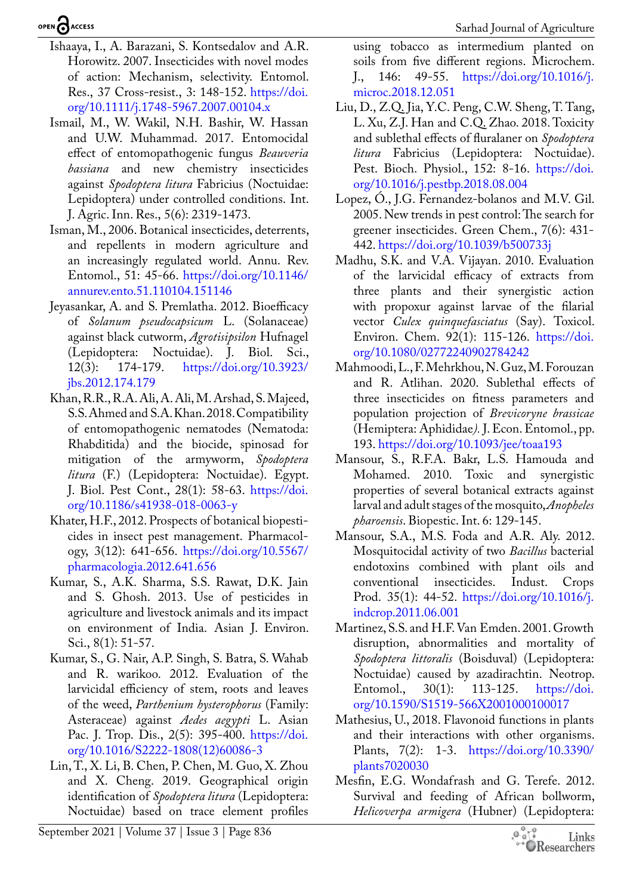Ishaaya, I., A. Barazani, S. Kontsedalov and A.R. Horowitz. 2007. Insecticides with novel modes of action: Mechanism, selectivity. Entomol. Res., 37 Cross-resist., 3: 148-152. https://doi.org/10.1111/j.1748-5967.2007.00104.x

Ismail, M., W. Wakil, N.H. Bashir, W. Hassan and U.W. Muhammad. 2017. Entomocidal effect of entomopathogenic fungus *Beauveria bassiana* and new chemistry insecticides against *Spodoptera litura* Fabricius (Noctuidae: Lepidoptera) under controlled conditions. Int. J. Agric. Inn. Res., 5(6): 2319-1473.

Isman, M., 2006. Botanical insecticides, deterrents, and repellents in modern agriculture and an increasingly regulated world. Annu. Rev. Entomol., 51: 45-66. https://doi.org/10.1146/annurev.ento.51.110104.151146

Jeyasankar, A. and S. Premlatha. 2012. Bioefficacy of *Solanum pseudocapsicum* L. (Solanaceae) against black cutworm, *Agrotisipsilon* Hufnagel (Lepidoptera: Noctuidae). J. Biol. Sci., 12(3): 174-179. https://doi.org/10.3923/jbs.2012.174.179

Khan, R.R., R.A. Ali, A. Ali, M. Arshad, S. Majeed, S.S. Ahmed and S.A. Khan. 2018. Compatibility of entomopathogenic nematodes (Nematoda: Rhabditida) and the biocide, spinosad for mitigation of the armyworm, *Spodoptera litura* (F.) (Lepidoptera: Noctuidae). Egypt. J. Biol. Pest Cont., 28(1): 58-63. https://doi.org/10.1186/s41938-018-0063-y

Khater, H.F., 2012. Prospects of botanical biopesticides in insect pest management. Pharmacology, 3(12): 641-656. https://doi.org/10.5567/pharmacologia.2012.641.656

Kumar, S., A.K. Sharma, S.S. Rawat, D.K. Jain and S. Ghosh. 2013. Use of pesticides in agriculture and livestock animals and its impact on environment of India. Asian J. Environ. Sci., 8(1): 51-57.

Kumar, S., G. Nair, A.P. Singh, S. Batra, S. Wahab and R. warikoo. 2012. Evaluation of the larvicidal efficiency of stem, roots and leaves of the weed, *Parthenium hysterophorus* (Family: Asteraceae) against *Aedes aegypti* L. Asian Pac. J. Trop. Dis., 2(5): 395-400. https://doi.org/10.1016/S2222-1808(12)60086-3

Lin, T., X. Li, B. Chen, P. Chen, M. Guo, X. Zhou and X. Cheng. 2019. Geographical origin identification of *Spodoptera litura* (Lepidoptera: Noctuidae) based on trace element profiles using tobacco as intermedium planted on soils from five different regions. Microchem. J., 146: 49-55. https://doi.org/10.1016/j.microc.2018.12.051

Liu, D., Z.Q. Jia, Y.C. Peng, C.W. Sheng, T. Tang, L. Xu, Z.J. Han and C.Q. Zhao. 2018. Toxicity and sublethal effects of fluralaner on *Spodoptera litura* Fabricius (Lepidoptera: Noctuidae). Pest. Bioch. Physiol., 152: 8-16. https://doi.org/10.1016/j.pestbp.2018.08.004

Lopez, Ó., J.G. Fernandez-bolanos and M.V. Gil. 2005. New trends in pest control: The search for greener insecticides. Green Chem., 7(6): 431-442. https://doi.org/10.1039/b500733j

Madhu, S.K. and V.A. Vijayan. 2010. Evaluation of the larvicidal efficacy of extracts from three plants and their synergistic action with propoxur against larvae of the filarial vector *Culex quinquefasciatus* (Say). Toxicol. Environ. Chem. 92(1): 115-126. https://doi.org/10.1080/02772240902784242

Mahmoodi, L., F. Mehrkhou, N. Guz, M. Forouzan and R. Atlihan. 2020. Sublethal effects of three insecticides on fitness parameters and population projection of *Brevicoryne brassicae* (Hemiptera: Aphididae*).* J. Econ. Entomol., pp. 193. https://doi.org/10.1093/jee/toaa193

Mansour, S., R.F.A. Bakr, L.S. Hamouda and Mohamed. 2010. Toxic and synergistic properties of several botanical extracts against larval and adult stages of the mosquito, *Anopheles pharoensis*. Biopestic. Int. 6: 129-145.

Mansour, S.A., M.S. Foda and A.R. Aly. 2012. Mosquitocidal activity of two *Bacillus* bacterial endotoxins combined with plant oils and conventional insecticides. Indust. Crops Prod. 35(1): 44-52. https://doi.org/10.1016/j.indcrop.2011.06.001

Martinez, S.S. and H.F. Van Emden. 2001. Growth disruption, abnormalities and mortality of *Spodoptera littoralis* (Boisduval) (Lepidoptera: Noctuidae) caused by azadirachtin. Neotrop. Entomol., 30(1): 113-125. https://doi.org/10.1590/S1519-566X2001000100017

Mathesius, U., 2018. Flavonoid functions in plants and their interactions with other organisms. Plants, 7(2): 1-3. https://doi.org/10.3390/plants7020030

Mesfin, E.G. Wondafrash and G. Terefe. 2012. Survival and feeding of African bollworm, *Helicoverpa armigera* (Hubner) (Lepidoptera: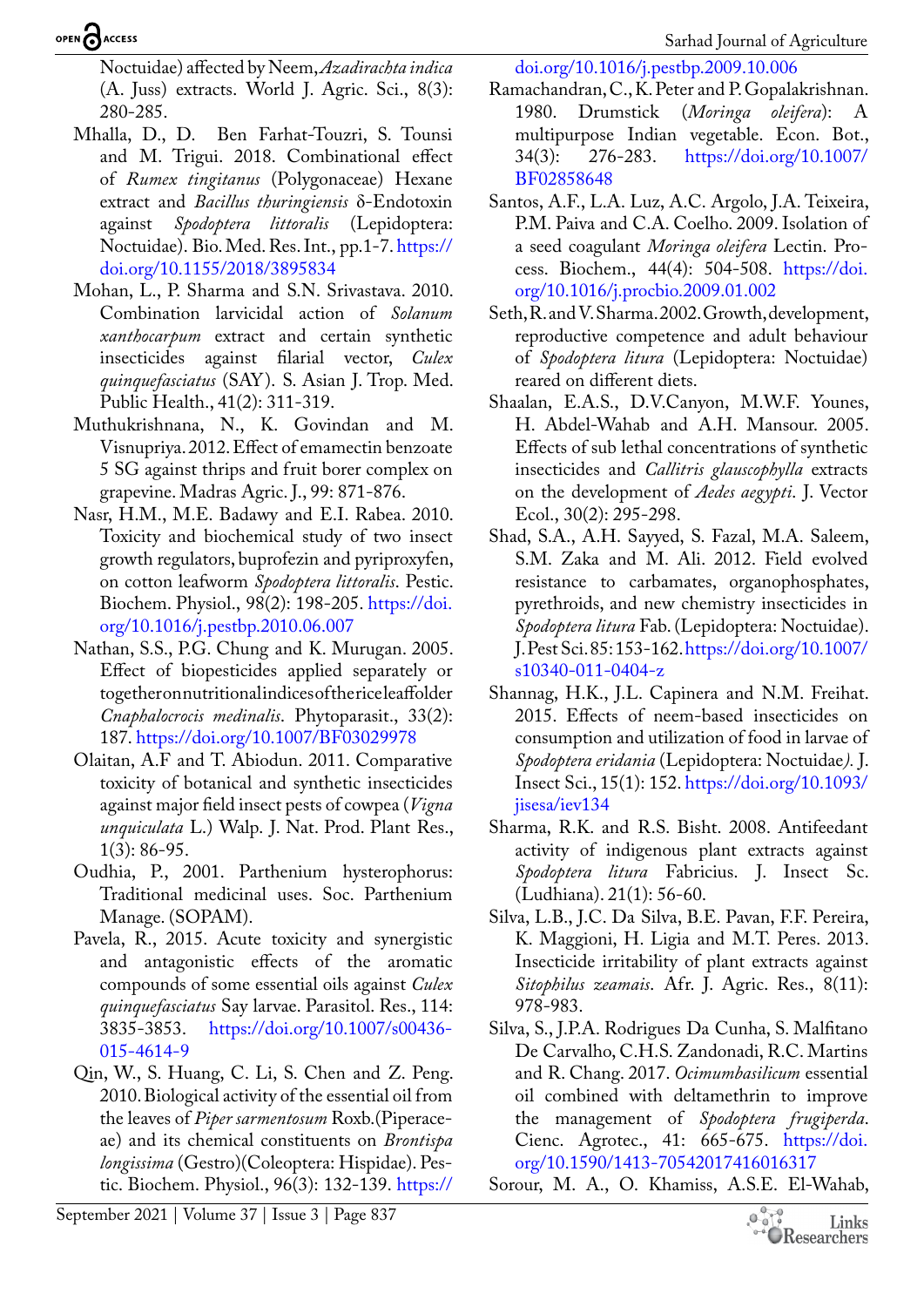Noctuidae) affected by Neem, *Azadirachta indica* (A. Juss) extracts. World J. Agric. Sci., 8(3): 280-285.

Mhalla, D., D. Ben Farhat-Touzri, S. Tounsi and M. Trigui. 2018. Combinational effect of *Rumex tingitanus* (Polygonaceae) Hexane extract and *Bacillus thuringiensis* δ-Endotoxin against *Spodoptera littoralis* (Lepidoptera: Noctuidae). Bio. Med. Res. Int., pp.1-7. https://doi.org/10.1155/2018/3895834

Mohan, L., P. Sharma and S.N. Srivastava. 2010. Combination larvicidal action of *Solanum xanthocarpum* extract and certain synthetic insecticides against filarial vector, *Culex quinquefasciatus* (SAY). S. Asian J. Trop. Med. Public Health., 41(2): 311-319.

Muthukrishnana, N., K. Govindan and M. Visnupriya. 2012. Effect of emamectin benzoate 5 SG against thrips and fruit borer complex on grapevine. Madras Agric. J., 99: 871-876.

Nasr, H.M., M.E. Badawy and E.I. Rabea. 2010. Toxicity and biochemical study of two insect growth regulators, buprofezin and pyriproxyfen, on cotton leafworm *Spodoptera littoralis*. Pestic. Biochem. Physiol., 98(2): 198-205. https://doi.org/10.1016/j.pestbp.2010.06.007

Nathan, S.S., P.G. Chung and K. Murugan. 2005. Effect of biopesticides applied separately or together on nutritional indices of the rice leaffolder *Cnaphalocrocis medinalis*. Phytoparasit., 33(2): 187. https://doi.org/10.1007/BF03029978

Olaitan, A.F and T. Abiodun. 2011. Comparative toxicity of botanical and synthetic insecticides against major field insect pests of cowpea (*Vigna unquiculata* L.) Walp. J. Nat. Prod. Plant Res., 1(3): 86-95.

Oudhia, P., 2001. Parthenium hysterophorus: Traditional medicinal uses. Soc. Parthenium Manage. (SOPAM).

Pavela, R., 2015. Acute toxicity and synergistic and antagonistic effects of the aromatic compounds of some essential oils against *Culex quinquefasciatus* Say larvae. Parasitol. Res., 114: 3835-3853. https://doi.org/10.1007/s00436-015-4614-9

Qin, W., S. Huang, C. Li, S. Chen and Z. Peng. 2010. Biological activity of the essential oil from the leaves of *Piper sarmentosum* Roxb.(Piperaceae) and its chemical constituents on *Brontispa longissima* (Gestro)(Coleoptera: Hispidae). Pestic. Biochem. Physiol., 96(3): 132-139. https://doi.org/10.1016/j.pestbp.2009.10.006

Ramachandran, C., K. Peter and P. Gopalakrishnan. 1980. Drumstick (*Moringa oleifera*): A multipurpose Indian vegetable. Econ. Bot., 34(3): 276-283. https://doi.org/10.1007/BF02858648

Santos, A.F., L.A. Luz, A.C. Argolo, J.A. Teixeira, P.M. Paiva and C.A. Coelho. 2009. Isolation of a seed coagulant *Moringa oleifera* Lectin. Process. Biochem., 44(4): 504-508. https://doi.org/10.1016/j.procbio.2009.01.002

Seth, R. and V. Sharma. 2002. Growth, development, reproductive competence and adult behaviour of *Spodoptera litura* (Lepidoptera: Noctuidae) reared on different diets.

Shaalan, E.A.S., D.V.Canyon, M.W.F. Younes, H. Abdel-Wahab and A.H. Mansour. 2005. Effects of sub lethal concentrations of synthetic insecticides and *Callitris glauscophylla* extracts on the development of *Aedes aegypti*. J. Vector Ecol., 30(2): 295-298.

Shad, S.A., A.H. Sayyed, S. Fazal, M.A. Saleem, S.M. Zaka and M. Ali. 2012. Field evolved resistance to carbamates, organophosphates, pyrethroids, and new chemistry insecticides in *Spodoptera litura* Fab. (Lepidoptera: Noctuidae). J. Pest Sci. 85: 153-162. https://doi.org/10.1007/s10340-011-0404-z

Shannag, H.K., J.L. Capinera and N.M. Freihat. 2015. Effects of neem-based insecticides on consumption and utilization of food in larvae of *Spodoptera eridania* (Lepidoptera: Noctuidae*).* J. Insect Sci., 15(1): 152. https://doi.org/10.1093/jisesa/iev134

Sharma, R.K. and R.S. Bisht. 2008. Antifeedant activity of indigenous plant extracts against *Spodoptera litura* Fabricius. J. Insect Sc. (Ludhiana). 21(1): 56-60.

Silva, L.B., J.C. Da Silva, B.E. Pavan, F.F. Pereira, K. Maggioni, H. Ligia and M.T. Peres. 2013. Insecticide irritability of plant extracts against *Sitophilus zeamais*. Afr. J. Agric. Res., 8(11): 978-983.

Silva, S., J.P.A. Rodrigues Da Cunha, S. Malfitano De Carvalho, C.H.S. Zandonadi, R.C. Martins and R. Chang. 2017. *Ocimumbasilicum* essential oil combined with deltamethrin to improve the management of *Spodoptera frugiperda*. Cienc. Agrotec., 41: 665-675. https://doi.org/10.1590/1413-70542017416016317

Sorour, M. A., O. Khamiss, A.S.E. El-Wahab,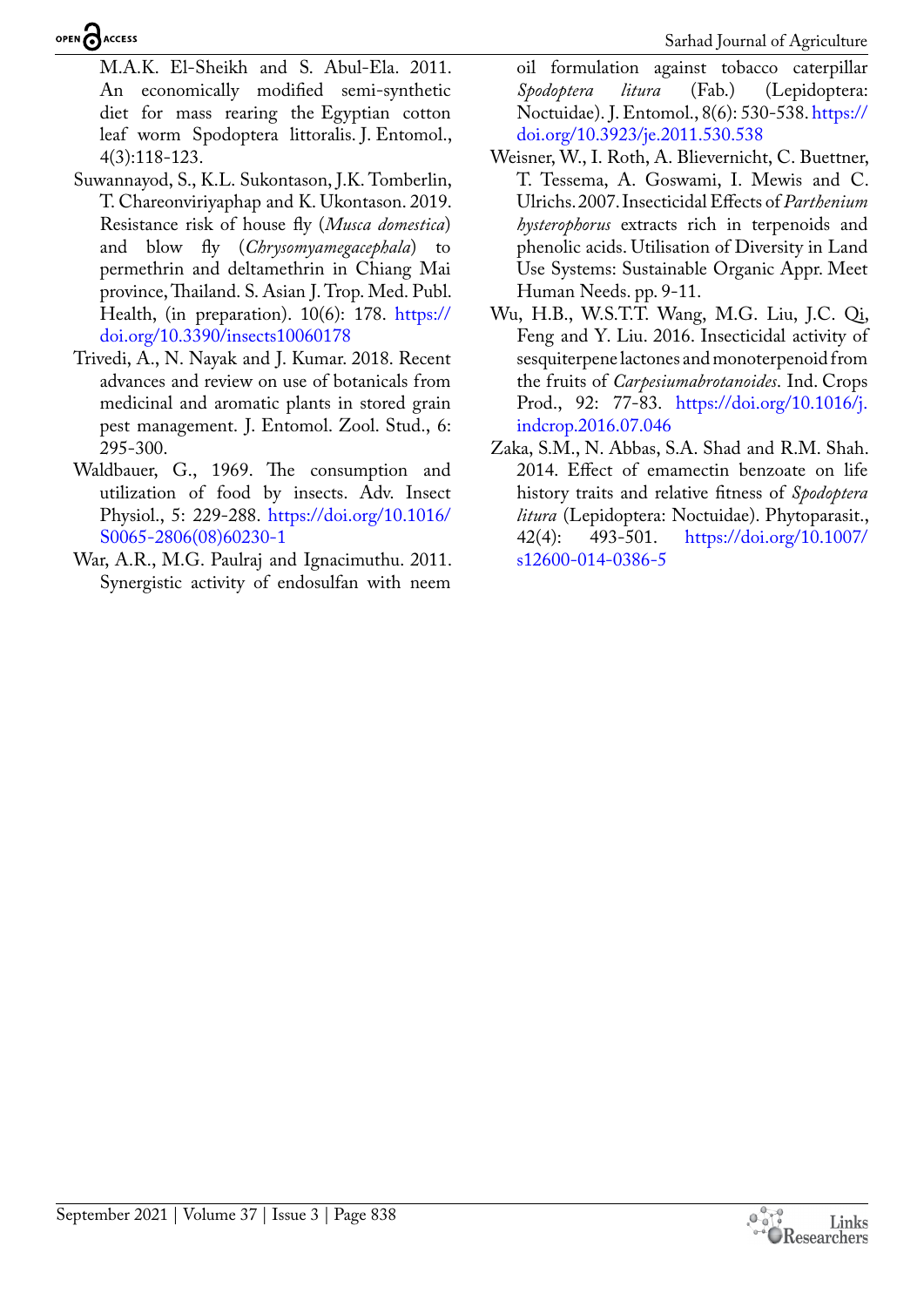M.A.K. El-Sheikh and S. Abul-Ela. 2011. An economically modified semi-synthetic diet for mass rearing the Egyptian cotton leaf worm Spodoptera littoralis. J. Entomol., 4(3):118-123.

Suwannayod, S., K.L. Sukontason, J.K. Tomberlin, T. Chareonviriyaphap and K. Ukontason. 2019. Resistance risk of house fly (*Musca domestica*) and blow fly (*Chrysomyamegacephala*) to permethrin and deltamethrin in Chiang Mai province, Thailand. S. Asian J. Trop. Med. Publ. Health, (in preparation). 10(6): 178. https://doi.org/10.3390/insects10060178

Trivedi, A., N. Nayak and J. Kumar. 2018. Recent advances and review on use of botanicals from medicinal and aromatic plants in stored grain pest management. J. Entomol. Zool. Stud., 6: 295-300.

Waldbauer, G., 1969. The consumption and utilization of food by insects. Adv. Insect Physiol., 5: 229-288. https://doi.org/10.1016/S0065-2806(08)60230-1

War, A.R., M.G. Paulraj and Ignacimuthu. 2011. Synergistic activity of endosulfan with neem oil formulation against tobacco caterpillar *Spodoptera litura* (Fab.) (Lepidoptera: Noctuidae). J. Entomol., 8(6): 530-538. https://doi.org/10.3923/je.2011.530.538

Weisner, W., I. Roth, A. Blievernicht, C. Buettner, T. Tessema, A. Goswami, I. Mewis and C. Ulrichs. 2007. Insecticidal Effects of *Parthenium hysterophorus* extracts rich in terpenoids and phenolic acids. Utilisation of Diversity in Land Use Systems: Sustainable Organic Appr. Meet Human Needs. pp. 9-11.

Wu, H.B., W.S.T.T. Wang, M.G. Liu, J.C. Qi, Feng and Y. Liu. 2016. Insecticidal activity of sesquiterpene lactones and monoterpenoid from the fruits of *Carpesiumabrotanoides*. Ind. Crops Prod., 92: 77-83. https://doi.org/10.1016/j.indcrop.2016.07.046

Zaka, S.M., N. Abbas, S.A. Shad and R.M. Shah. 2014. Effect of emamectin benzoate on life history traits and relative fitness of *Spodoptera litura* (Lepidoptera: Noctuidae). Phytoparasit., 42(4): 493-501. https://doi.org/10.1007/s12600-014-0386-5